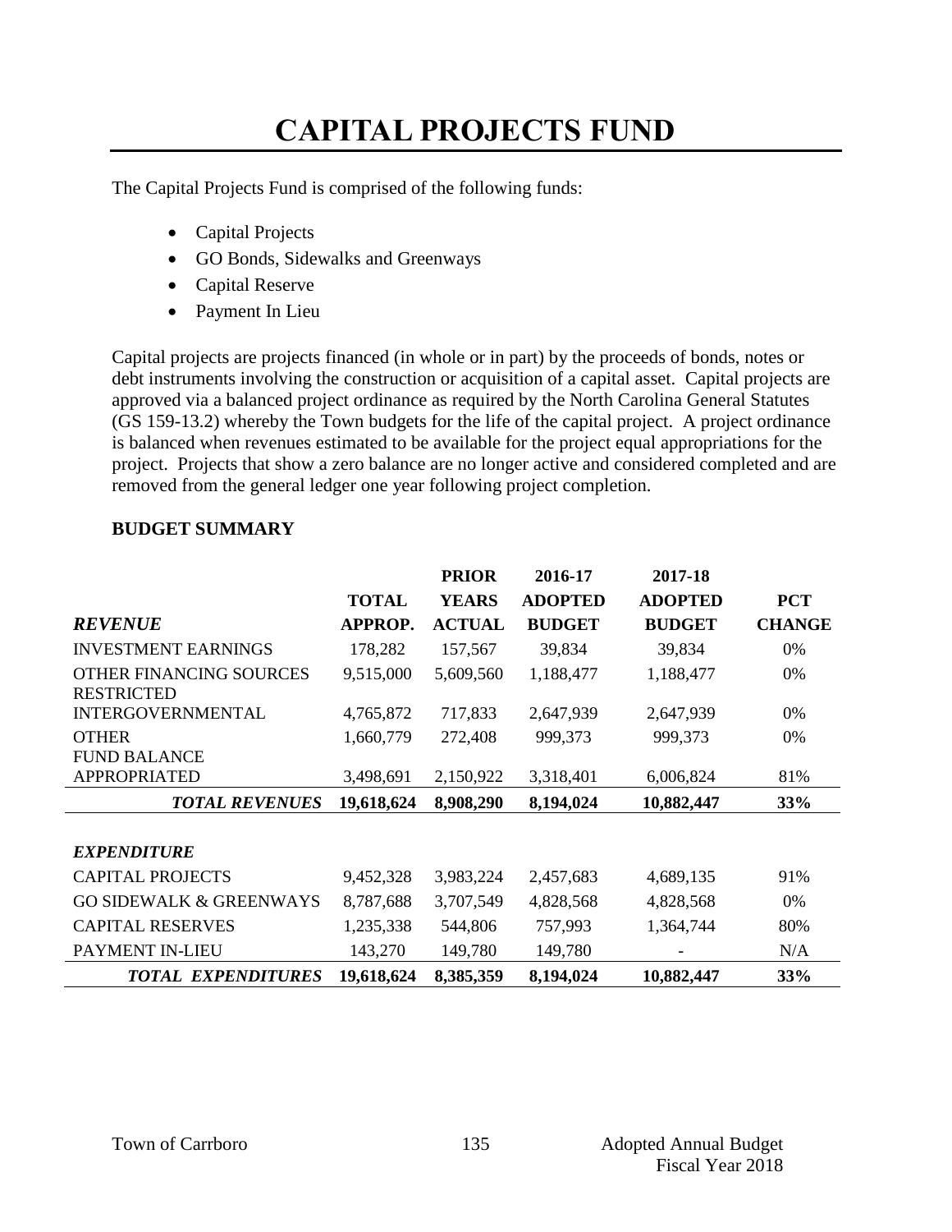# CAPITAL PROJECTS FUND

The Capital Projects Fund is comprised of the following funds:

- Capital Projects
- GO Bonds, Sidewalks and Greenways
- Capital Reserve
- Payment In Lieu

Capital projects are projects financed (in whole or in part) by the proceeds of bonds, notes or debt instruments involving the construction or acquisition of a capital asset. Capital projects are approved via a balanced project ordinance as required by the North Carolina General Statutes (GS 159-13.2) whereby the Town budgets for the life of the capital project. A project ordinance is balanced when revenues estimated to be available for the project equal appropriations for the project. Projects that show a zero balance are no longer active and considered completed and are removed from the general ledger one year following project completion.

**BUDGET SUMMARY**

| ***REVENUE*** | **TOTAL APPROP.** | **PRIOR YEARS ACTUAL** | **2016-17 ADOPTED BUDGET** | **2017-18 ADOPTED BUDGET** | **PCT CHANGE** |
|---|---|---|---|---|---|
| INVESTMENT EARNINGS | 178,282 | 157,567 | 39,834 | 39,834 | 0% |
| OTHER FINANCING SOURCES | 9,515,000 | 5,609,560 | 1,188,477 | 1,188,477 | 0% |
| RESTRICTED INTERGOVERNMENTAL | 4,765,872 | 717,833 | 2,647,939 | 2,647,939 | 0% |
| OTHER | 1,660,779 | 272,408 | 999,373 | 999,373 | 0% |
| FUND BALANCE APPROPRIATED | 3,498,691 | 2,150,922 | 3,318,401 | 6,006,824 | 81% |
| ***TOTAL REVENUES*** | **19,618,624** | **8,908,290** | **8,194,024** | **10,882,447** | **33%** |
| | | | | | |
| ***EXPENDITURE*** | | | | | |
| CAPITAL PROJECTS | 9,452,328 | 3,983,224 | 2,457,683 | 4,689,135 | 91% |
| GO SIDEWALK & GREENWAYS | 8,787,688 | 3,707,549 | 4,828,568 | 4,828,568 | 0% |
| CAPITAL RESERVES | 1,235,338 | 544,806 | 757,993 | 1,364,744 | 80% |
| PAYMENT IN-LIEU | 143,270 | 149,780 | 149,780 | - | N/A |
| ***TOTAL EXPENDITURES*** | **19,618,624** | **8,385,359** | **8,194,024** | **10,882,447** | **33%** |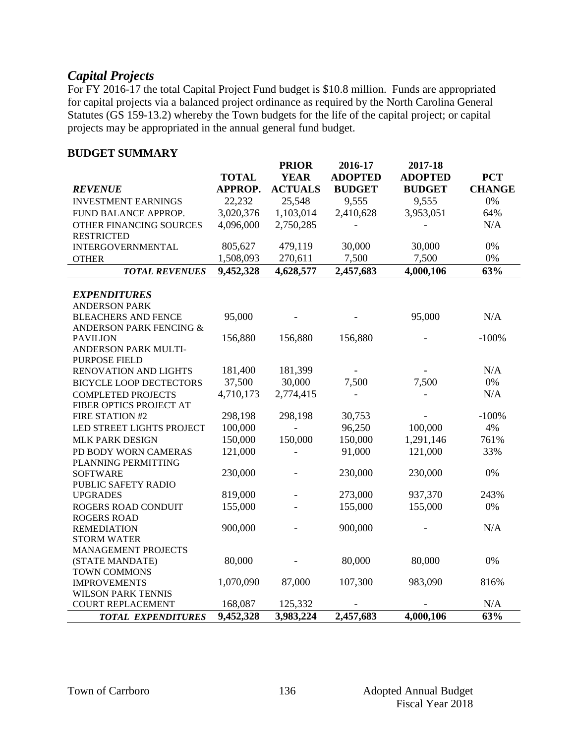## *Capital Projects*

For FY 2016-17 the total Capital Project Fund budget is $10.8 million. Funds are appropriated for capital projects via a balanced project ordinance as required by the North Carolina General Statutes (GS 159-13.2) whereby the Town budgets for the life of the capital project; or capital projects may be appropriated in the annual general fund budget.

### BUDGET SUMMARY

| ***REVENUE*** | **TOTAL APPROP.** | **PRIOR YEAR ACTUALS** | **2016-17 ADOPTED BUDGET** | **2017-18 ADOPTED BUDGET** | **PCT CHANGE** |
|---|---|---|---|---|---|
| INVESTMENT EARNINGS | 22,232 | 25,548 | 9,555 | 9,555 | 0% |
| FUND BALANCE APPROP. | 3,020,376 | 1,103,014 | 2,410,628 | 3,953,051 | 64% |
| OTHER FINANCING SOURCES | 4,096,000 | 2,750,285 | - | - | N/A |
| RESTRICTED INTERGOVERNMENTAL | 805,627 | 479,119 | 30,000 | 30,000 | 0% |
| OTHER | 1,508,093 | 270,611 | 7,500 | 7,500 | 0% |
| ***TOTAL REVENUES*** | **9,452,328** | **4,628,577** | **2,457,683** | **4,000,106** | **63%** |
| | | | | | |
| ***EXPENDITURES*** | | | | | |
| ANDERSON PARK BLEACHERS AND FENCE | 95,000 | - | - | 95,000 | N/A |
| ANDERSON PARK FENCING & PAVILION | 156,880 | 156,880 | 156,880 | - | -100% |
| ANDERSON PARK MULTI-PURPOSE FIELD RENOVATION AND LIGHTS | 181,400 | 181,399 | - | - | N/A |
| BICYCLE LOOP DECTECTORS | 37,500 | 30,000 | 7,500 | 7,500 | 0% |
| COMPLETED PROJECTS | 4,710,173 | 2,774,415 | - | - | N/A |
| FIBER OPTICS PROJECT AT FIRE STATION #2 | 298,198 | 298,198 | 30,753 | - | -100% |
| LED STREET LIGHTS PROJECT | 100,000 | - | 96,250 | 100,000 | 4% |
| MLK PARK DESIGN | 150,000 | 150,000 | 150,000 | 1,291,146 | 761% |
| PD BODY WORN CAMERAS | 121,000 | - | 91,000 | 121,000 | 33% |
| PLANNING PERMITTING SOFTWARE | 230,000 | - | 230,000 | 230,000 | 0% |
| PUBLIC SAFETY RADIO UPGRADES | 819,000 | - | 273,000 | 937,370 | 243% |
| ROGERS ROAD CONDUIT | 155,000 | - | 155,000 | 155,000 | 0% |
| ROGERS ROAD REMEDIATION | 900,000 | - | 900,000 | - | N/A |
| STORM WATER MANAGEMENT PROJECTS (STATE MANDATE) | 80,000 | - | 80,000 | 80,000 | 0% |
| TOWN COMMONS IMPROVEMENTS | 1,070,090 | 87,000 | 107,300 | 983,090 | 816% |
| WILSON PARK TENNIS COURT REPLACEMENT | 168,087 | 125,332 | - | - | N/A |
| ***TOTAL EXPENDITURES*** | **9,452,328** | **3,983,224** | **2,457,683** | **4,000,106** | **63%** |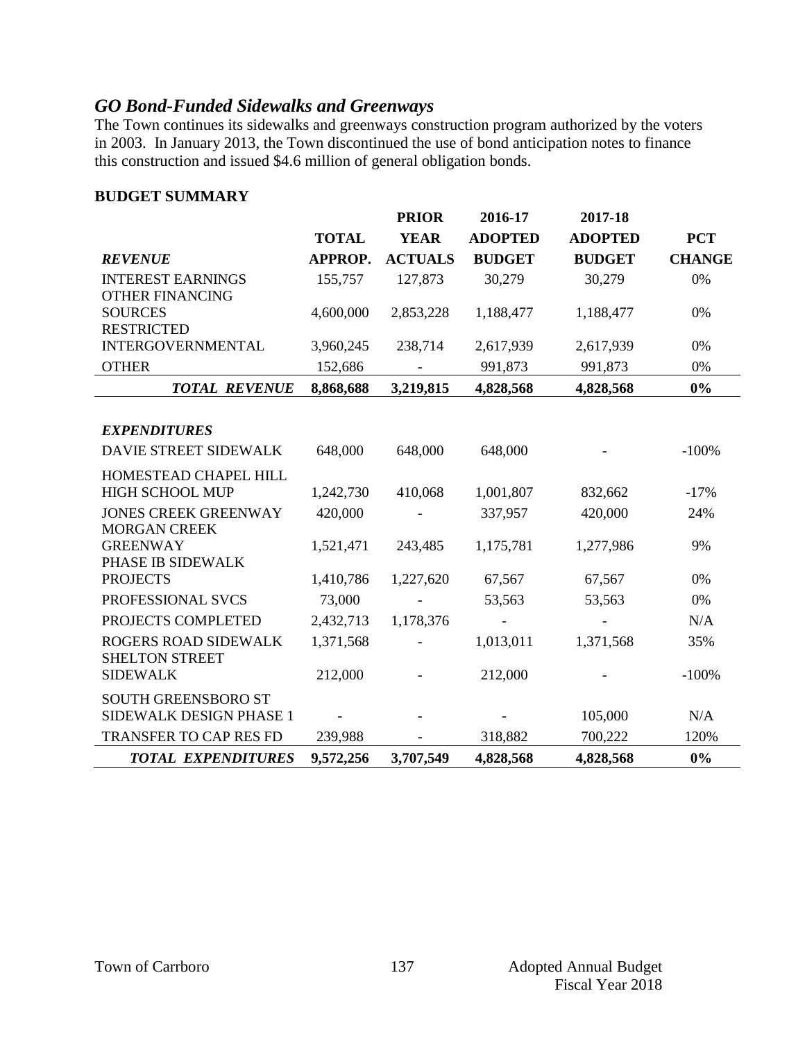## *GO Bond-Funded Sidewalks and Greenways*

The Town continues its sidewalks and greenways construction program authorized by the voters in 2003. In January 2013, the Town discontinued the use of bond anticipation notes to finance this construction and issued $4.6 million of general obligation bonds.

### BUDGET SUMMARY

| *REVENUE* | TOTAL APPROP. | PRIOR YEAR ACTUALS | 2016-17 ADOPTED BUDGET | 2017-18 ADOPTED BUDGET | PCT CHANGE |
|---|---|---|---|---|---|
| INTEREST EARNINGS | 155,757 | 127,873 | 30,279 | 30,279 | 0% |
| OTHER FINANCING SOURCES | 4,600,000 | 2,853,228 | 1,188,477 | 1,188,477 | 0% |
| RESTRICTED INTERGOVERNMENTAL | 3,960,245 | 238,714 | 2,617,939 | 2,617,939 | 0% |
| OTHER | 152,686 | - | 991,873 | 991,873 | 0% |
| ***TOTAL REVENUE*** | **8,868,688** | **3,219,815** | **4,828,568** | **4,828,568** | **0%** |
| | | | | | |
| ***EXPENDITURES*** | | | | | |
| DAVIE STREET SIDEWALK | 648,000 | 648,000 | 648,000 | - | -100% |
| HOMESTEAD CHAPEL HILL HIGH SCHOOL MUP | 1,242,730 | 410,068 | 1,001,807 | 832,662 | -17% |
| JONES CREEK GREENWAY | 420,000 | - | 337,957 | 420,000 | 24% |
| MORGAN CREEK GREENWAY | 1,521,471 | 243,485 | 1,175,781 | 1,277,986 | 9% |
| PHASE IB SIDEWALK PROJECTS | 1,410,786 | 1,227,620 | 67,567 | 67,567 | 0% |
| PROFESSIONAL SVCS | 73,000 | - | 53,563 | 53,563 | 0% |
| PROJECTS COMPLETED | 2,432,713 | 1,178,376 | - | - | N/A |
| ROGERS ROAD SIDEWALK | 1,371,568 | - | 1,013,011 | 1,371,568 | 35% |
| SHELTON STREET SIDEWALK | 212,000 | - | 212,000 | - | -100% |
| SOUTH GREENSBORO ST SIDEWALK DESIGN PHASE 1 | - | - | - | 105,000 | N/A |
| TRANSFER TO CAP RES FD | 239,988 | - | 318,882 | 700,222 | 120% |
| ***TOTAL EXPENDITURES*** | **9,572,256** | **3,707,549** | **4,828,568** | **4,828,568** | **0%** |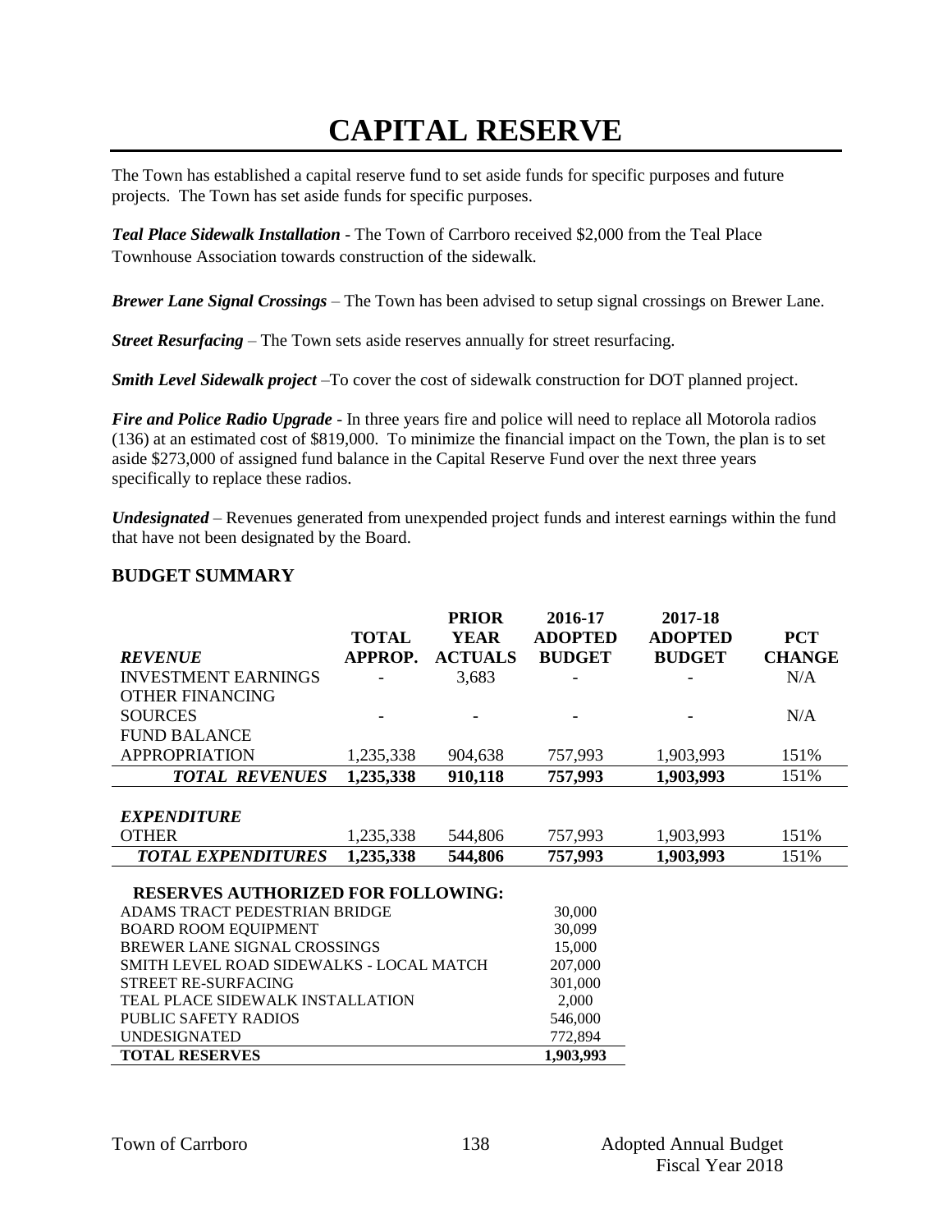# CAPITAL RESERVE

The Town has established a capital reserve fund to set aside funds for specific purposes and future projects. The Town has set aside funds for specific purposes.

***Teal Place Sidewalk Installation*** - The Town of Carrboro received $2,000 from the Teal Place Townhouse Association towards construction of the sidewalk.

***Brewer Lane Signal Crossings*** – The Town has been advised to setup signal crossings on Brewer Lane.

***Street Resurfacing*** – The Town sets aside reserves annually for street resurfacing.

***Smith Level Sidewalk project*** –To cover the cost of sidewalk construction for DOT planned project.

***Fire and Police Radio Upgrade*** - In three years fire and police will need to replace all Motorola radios (136) at an estimated cost of $819,000. To minimize the financial impact on the Town, the plan is to set aside $273,000 of assigned fund balance in the Capital Reserve Fund over the next three years specifically to replace these radios.

***Undesignated*** – Revenues generated from unexpended project funds and interest earnings within the fund that have not been designated by the Board.

## BUDGET SUMMARY

| ***REVENUE*** | **TOTAL APPROP.** | **PRIOR YEAR ACTUALS** | **2016-17 ADOPTED BUDGET** | **2017-18 ADOPTED BUDGET** | **PCT CHANGE** |
|---|---|---|---|---|---|
| INVESTMENT EARNINGS | - | 3,683 | - | - | N/A |
| OTHER FINANCING SOURCES | - | - | - | - | N/A |
| FUND BALANCE APPROPRIATION | 1,235,338 | 904,638 | 757,993 | 1,903,993 | 151% |
| ***TOTAL REVENUES*** | **1,235,338** | **910,118** | **757,993** | **1,903,993** | 151% |
| ***EXPENDITURE*** | | | | | |
| OTHER | 1,235,338 | 544,806 | 757,993 | 1,903,993 | 151% |
| ***TOTAL EXPENDITURES*** | **1,235,338** | **544,806** | **757,993** | **1,903,993** | 151% |

| **RESERVES AUTHORIZED FOR FOLLOWING:** | |
|---|---|
| ADAMS TRACT PEDESTRIAN BRIDGE | 30,000 |
| BOARD ROOM EQUIPMENT | 30,099 |
| BREWER LANE SIGNAL CROSSINGS | 15,000 |
| SMITH LEVEL ROAD SIDEWALKS - LOCAL MATCH | 207,000 |
| STREET RE-SURFACING | 301,000 |
| TEAL PLACE SIDEWALK INSTALLATION | 2,000 |
| PUBLIC SAFETY RADIOS | 546,000 |
| UNDESIGNATED | 772,894 |
| **TOTAL RESERVES** | **1,903,993** |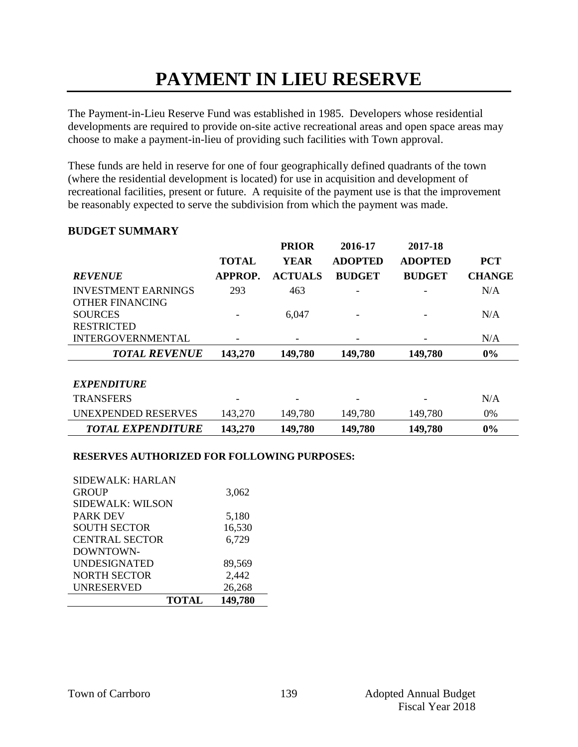# PAYMENT IN LIEU RESERVE

The Payment-in-Lieu Reserve Fund was established in 1985. Developers whose residential developments are required to provide on-site active recreational areas and open space areas may choose to make a payment-in-lieu of providing such facilities with Town approval.

These funds are held in reserve for one of four geographically defined quadrants of the town (where the residential development is located) for use in acquisition and development of recreational facilities, present or future. A requisite of the payment use is that the improvement be reasonably expected to serve the subdivision from which the payment was made.

## BUDGET SUMMARY

| *REVENUE* | TOTAL APPROP. | PRIOR YEAR ACTUALS | 2016-17 ADOPTED BUDGET | 2017-18 ADOPTED BUDGET | PCT CHANGE |
|---|---|---|---|---|---|
| INVESTMENT EARNINGS | 293 | 463 | - | - | N/A |
| OTHER FINANCING SOURCES | - | 6,047 | - | - | N/A |
| RESTRICTED INTERGOVERNMENTAL | - | - | - | - | N/A |
| ***TOTAL REVENUE*** | **143,270** | **149,780** | **149,780** | **149,780** | **0%** |
| | | | | | |
| ***EXPENDITURE*** | | | | | |
| TRANSFERS | - | - | - | - | N/A |
| UNEXPENDED RESERVES | 143,270 | 149,780 | 149,780 | 149,780 | 0% |
| ***TOTAL EXPENDITURE*** | **143,270** | **149,780** | **149,780** | **149,780** | **0%** |

**RESERVES AUTHORIZED FOR FOLLOWING PURPOSES:**

| | |
|---|---|
| SIDEWALK: HARLAN GROUP | 3,062 |
| SIDEWALK: WILSON PARK DEV | 5,180 |
| SOUTH SECTOR | 16,530 |
| CENTRAL SECTOR | 6,729 |
| DOWNTOWN-UNDESIGNATED | 89,569 |
| NORTH SECTOR | 2,442 |
| UNRESERVED | 26,268 |
| **TOTAL** | **149,780** |